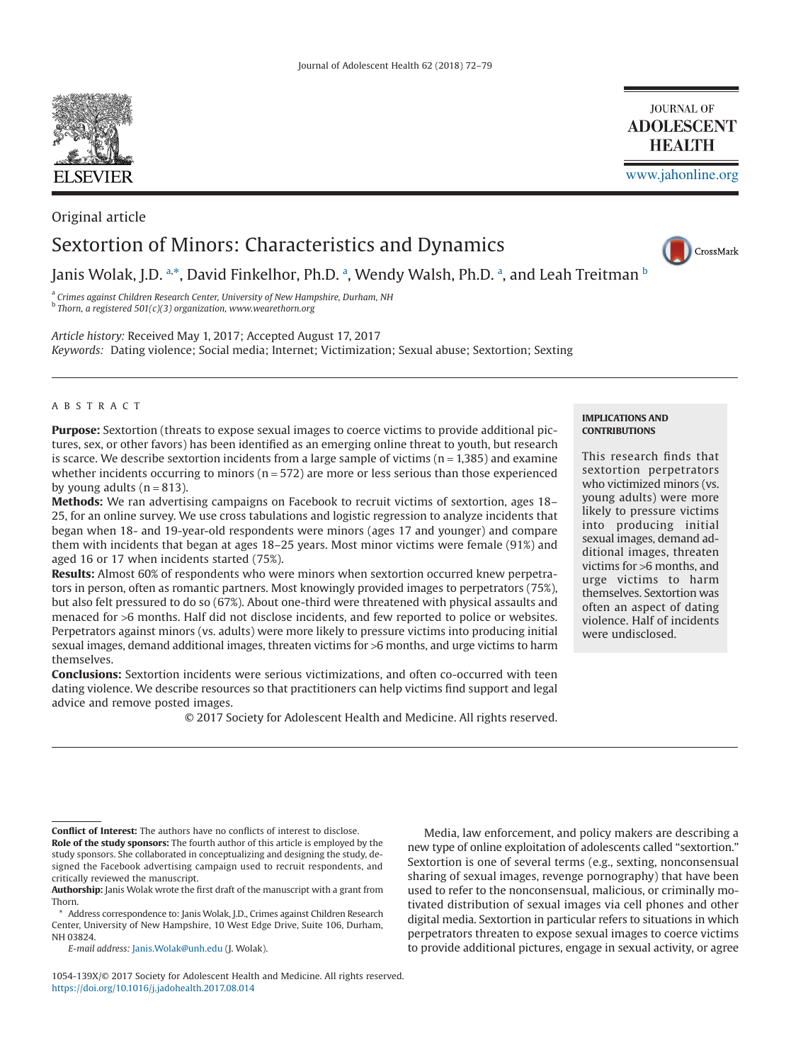Original article

# Sextortion of Minors: Characteristics and Dynamics

Janis Wolak, J.D. [a,*], David Finkelhor, Ph.D. [a], Wendy Walsh, Ph.D. [a], and Leah Treitman [b]

[a] *Crimes against Children Research Center, University of New Hampshire, Durham, NH*
[b] *Thorn, a registered 501(c)(3) organization, www.wearethorn.org*

*Article history:* Received May 1, 2017; Accepted August 17, 2017
*Keywords:* Dating violence; Social media; Internet; Victimization; Sexual abuse; Sextortion; Sexting

## ABSTRACT

**Purpose:** Sextortion (threats to expose sexual images to coerce victims to provide additional pictures, sex, or other favors) has been identified as an emerging online threat to youth, but research is scarce. We describe sextortion incidents from a large sample of victims (n = 1,385) and examine whether incidents occurring to minors (n = 572) are more or less serious than those experienced by young adults (n = 813).

**Methods:** We ran advertising campaigns on Facebook to recruit victims of sextortion, ages 18–25, for an online survey. We use cross tabulations and logistic regression to analyze incidents that began when 18- and 19-year-old respondents were minors (ages 17 and younger) and compare them with incidents that began at ages 18–25 years. Most minor victims were female (91%) and aged 16 or 17 when incidents started (75%).

**Results:** Almost 60% of respondents who were minors when sextortion occurred knew perpetrators in person, often as romantic partners. Most knowingly provided images to perpetrators (75%), but also felt pressured to do so (67%). About one-third were threatened with physical assaults and menaced for >6 months. Half did not disclose incidents, and few reported to police or websites. Perpetrators against minors (vs. adults) were more likely to pressure victims into producing initial sexual images, demand additional images, threaten victims for >6 months, and urge victims to harm themselves.

**Conclusions:** Sextortion incidents were serious victimizations, and often co-occurred with teen dating violence. We describe resources so that practitioners can help victims find support and legal advice and remove posted images.

© 2017 Society for Adolescent Health and Medicine. All rights reserved.

**IMPLICATIONS AND CONTRIBUTIONS**

This research finds that sextortion perpetrators who victimized minors (vs. young adults) were more likely to pressure victims into producing initial sexual images, demand additional images, threaten victims for >6 months, and urge victims to harm themselves. Sextortion was often an aspect of dating violence. Half of incidents were undisclosed.

Media, law enforcement, and policy makers are describing a new type of online exploitation of adolescents called "sextortion." Sextortion is one of several terms (e.g., sexting, nonconsensual sharing of sexual images, revenge pornography) that have been used to refer to the nonconsensual, malicious, or criminally motivated distribution of sexual images via cell phones and other digital media. Sextortion in particular refers to situations in which perpetrators threaten to expose sexual images to coerce victims to provide additional pictures, engage in sexual activity, or agree

**Conflict of Interest:** The authors have no conflicts of interest to disclose.

**Role of the study sponsors:** The fourth author of this article is employed by the study sponsors. She collaborated in conceptualizing and designing the study, designed the Facebook advertising campaign used to recruit respondents, and critically reviewed the manuscript.

**Authorship:** Janis Wolak wrote the first draft of the manuscript with a grant from Thorn.

\* Address correspondence to: Janis Wolak, J.D., Crimes against Children Research Center, University of New Hampshire, 10 West Edge Drive, Suite 106, Durham, NH 03824.

*E-mail address:* Janis.Wolak@unh.edu (J. Wolak).

1054-139X/© 2017 Society for Adolescent Health and Medicine. All rights reserved.
https://doi.org/10.1016/j.jadohealth.2017.08.014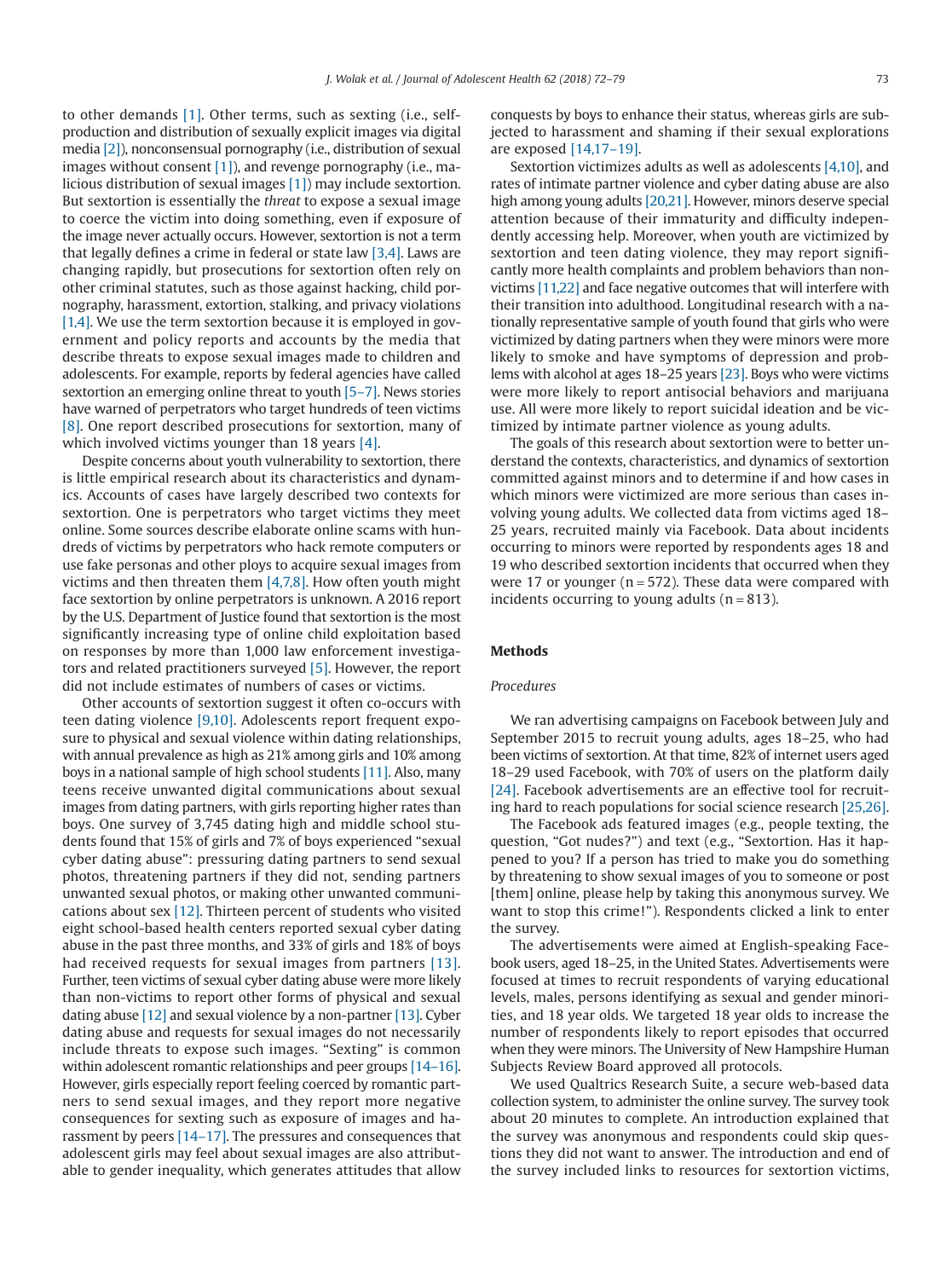to other demands [1]. Other terms, such as sexting (i.e., self-production and distribution of sexually explicit images via digital media [2]), nonconsensual pornography (i.e., distribution of sexual images without consent [1]), and revenge pornography (i.e., malicious distribution of sexual images [1]) may include sextortion. But sextortion is essentially the *threat* to expose a sexual image to coerce the victim into doing something, even if exposure of the image never actually occurs. However, sextortion is not a term that legally defines a crime in federal or state law [3,4]. Laws are changing rapidly, but prosecutions for sextortion often rely on other criminal statutes, such as those against hacking, child pornography, harassment, extortion, stalking, and privacy violations [1,4]. We use the term sextortion because it is employed in government and policy reports and accounts by the media that describe threats to expose sexual images made to children and adolescents. For example, reports by federal agencies have called sextortion an emerging online threat to youth [5–7]. News stories have warned of perpetrators who target hundreds of teen victims [8]. One report described prosecutions for sextortion, many of which involved victims younger than 18 years [4].

Despite concerns about youth vulnerability to sextortion, there is little empirical research about its characteristics and dynamics. Accounts of cases have largely described two contexts for sextortion. One is perpetrators who target victims they meet online. Some sources describe elaborate online scams with hundreds of victims by perpetrators who hack remote computers or use fake personas and other ploys to acquire sexual images from victims and then threaten them [4,7,8]. How often youth might face sextortion by online perpetrators is unknown. A 2016 report by the U.S. Department of Justice found that sextortion is the most significantly increasing type of online child exploitation based on responses by more than 1,000 law enforcement investigators and related practitioners surveyed [5]. However, the report did not include estimates of numbers of cases or victims.

Other accounts of sextortion suggest it often co-occurs with teen dating violence [9,10]. Adolescents report frequent exposure to physical and sexual violence within dating relationships, with annual prevalence as high as 21% among girls and 10% among boys in a national sample of high school students [11]. Also, many teens receive unwanted digital communications about sexual images from dating partners, with girls reporting higher rates than boys. One survey of 3,745 dating high and middle school students found that 15% of girls and 7% of boys experienced "sexual cyber dating abuse": pressuring dating partners to send sexual photos, threatening partners if they did not, sending partners unwanted sexual photos, or making other unwanted communications about sex [12]. Thirteen percent of students who visited eight school-based health centers reported sexual cyber dating abuse in the past three months, and 33% of girls and 18% of boys had received requests for sexual images from partners [13]. Further, teen victims of sexual cyber dating abuse were more likely than non-victims to report other forms of physical and sexual dating abuse [12] and sexual violence by a non-partner [13]. Cyber dating abuse and requests for sexual images do not necessarily include threats to expose such images. "Sexting" is common within adolescent romantic relationships and peer groups [14–16]. However, girls especially report feeling coerced by romantic partners to send sexual images, and they report more negative consequences for sexting such as exposure of images and harassment by peers [14–17]. The pressures and consequences that adolescent girls may feel about sexual images are also attributable to gender inequality, which generates attitudes that allow conquests by boys to enhance their status, whereas girls are subjected to harassment and shaming if their sexual explorations are exposed [14,17–19].

Sextortion victimizes adults as well as adolescents [4,10], and rates of intimate partner violence and cyber dating abuse are also high among young adults [20,21]. However, minors deserve special attention because of their immaturity and difficulty independently accessing help. Moreover, when youth are victimized by sextortion and teen dating violence, they may report significantly more health complaints and problem behaviors than non-victims [11,22] and face negative outcomes that will interfere with their transition into adulthood. Longitudinal research with a nationally representative sample of youth found that girls who were victimized by dating partners when they were minors were more likely to smoke and have symptoms of depression and problems with alcohol at ages 18–25 years [23]. Boys who were victims were more likely to report antisocial behaviors and marijuana use. All were more likely to report suicidal ideation and be victimized by intimate partner violence as young adults.

The goals of this research about sextortion were to better understand the contexts, characteristics, and dynamics of sextortion committed against minors and to determine if and how cases in which minors were victimized are more serious than cases involving young adults. We collected data from victims aged 18–25 years, recruited mainly via Facebook. Data about incidents occurring to minors were reported by respondents ages 18 and 19 who described sextortion incidents that occurred when they were 17 or younger (n = 572). These data were compared with incidents occurring to young adults (n = 813).

## Methods

### *Procedures*

We ran advertising campaigns on Facebook between July and September 2015 to recruit young adults, ages 18–25, who had been victims of sextortion. At that time, 82% of internet users aged 18–29 used Facebook, with 70% of users on the platform daily [24]. Facebook advertisements are an effective tool for recruiting hard to reach populations for social science research [25,26].

The Facebook ads featured images (e.g., people texting, the question, "Got nudes?") and text (e.g., "Sextortion. Has it happened to you? If a person has tried to make you do something by threatening to show sexual images of you to someone or post [them] online, please help by taking this anonymous survey. We want to stop this crime!"). Respondents clicked a link to enter the survey.

The advertisements were aimed at English-speaking Facebook users, aged 18–25, in the United States. Advertisements were focused at times to recruit respondents of varying educational levels, males, persons identifying as sexual and gender minorities, and 18 year olds. We targeted 18 year olds to increase the number of respondents likely to report episodes that occurred when they were minors. The University of New Hampshire Human Subjects Review Board approved all protocols.

We used Qualtrics Research Suite, a secure web-based data collection system, to administer the online survey. The survey took about 20 minutes to complete. An introduction explained that the survey was anonymous and respondents could skip questions they did not want to answer. The introduction and end of the survey included links to resources for sextortion victims,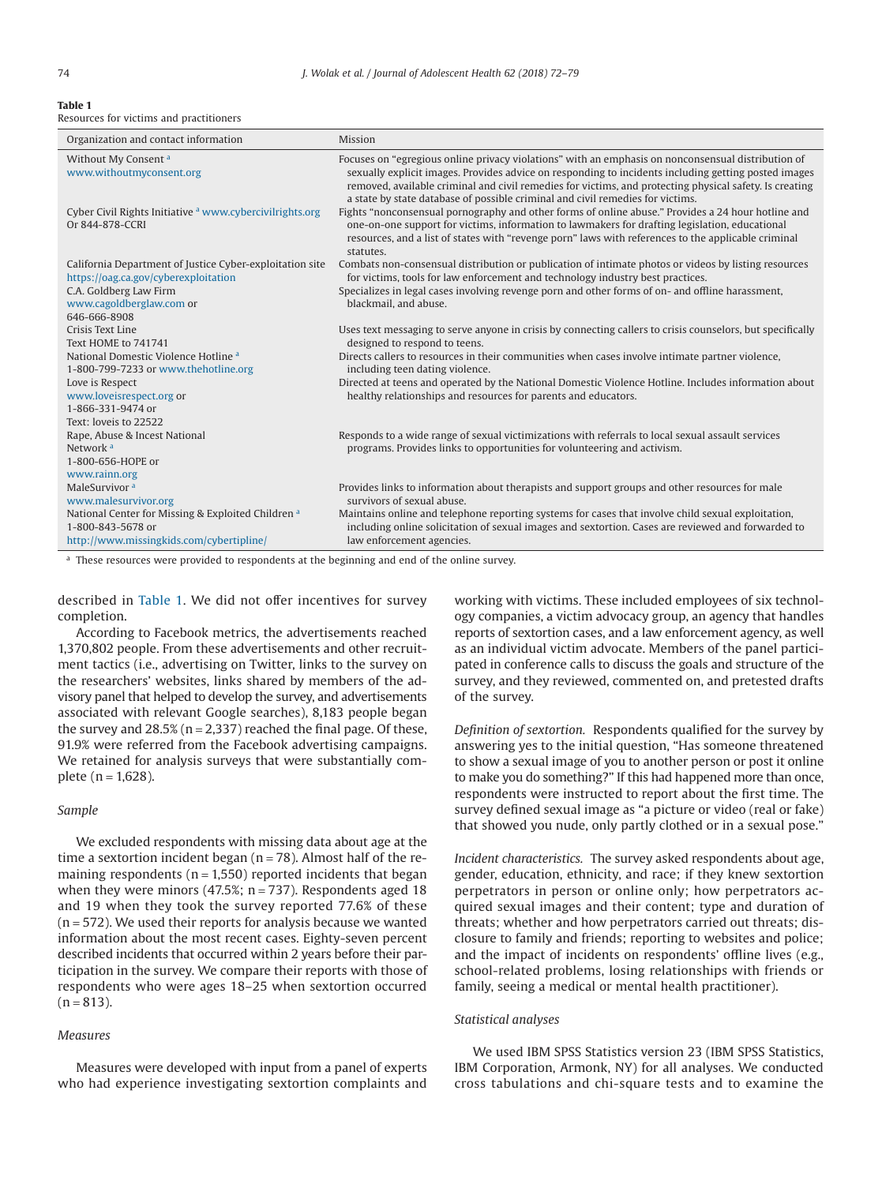**Table 1**
Resources for victims and practitioners

| Organization and contact information | Mission |
| --- | --- |
| Without My Consent [a] www.withoutmyconsent.org | Focuses on "egregious online privacy violations" with an emphasis on nonconsensual distribution of sexually explicit images. Provides advice on responding to incidents including getting posted images removed, available criminal and civil remedies for victims, and protecting physical safety. Is creating a state by state database of possible criminal and civil remedies for victims. |
| Cyber Civil Rights Initiative [a] www.cybercivilrights.org Or 844-878-CCRI | Fights "nonconsensual pornography and other forms of online abuse." Provides a 24 hour hotline and one-on-one support for victims, information to lawmakers for drafting legislation, educational resources, and a list of states with "revenge porn" laws with references to the applicable criminal statutes. |
| California Department of Justice Cyber-exploitation site https://oag.ca.gov/cyberexploitation | Combats non-consensual distribution or publication of intimate photos or videos by listing resources for victims, tools for law enforcement and technology industry best practices. |
| C.A. Goldberg Law Firm www.cagoldberglaw.com or 646-666-8908 | Specializes in legal cases involving revenge porn and other forms of on- and offline harassment, blackmail, and abuse. |
| Crisis Text Line Text HOME to 741741 | Uses text messaging to serve anyone in crisis by connecting callers to crisis counselors, but specifically designed to respond to teens. |
| National Domestic Violence Hotline [a] 1-800-799-7233 or www.thehotline.org | Directs callers to resources in their communities when cases involve intimate partner violence, including teen dating violence. |
| Love is Respect www.loveisrespect.org or 1-866-331-9474 or Text: loveis to 22522 | Directed at teens and operated by the National Domestic Violence Hotline. Includes information about healthy relationships and resources for parents and educators. |
| Rape, Abuse & Incest National Network [a] 1-800-656-HOPE or www.rainn.org | Responds to a wide range of sexual victimizations with referrals to local sexual assault services programs. Provides links to opportunities for volunteering and activism. |
| MaleSurvivor [a] www.malesurvivor.org | Provides links to information about therapists and support groups and other resources for male survivors of sexual abuse. |
| National Center for Missing & Exploited Children [a] 1-800-843-5678 or http://www.missingkids.com/cybertipline/ | Maintains online and telephone reporting systems for cases that involve child sexual exploitation, including online solicitation of sexual images and sextortion. Cases are reviewed and forwarded to law enforcement agencies. |

[a] These resources were provided to respondents at the beginning and end of the online survey.

described in Table 1. We did not offer incentives for survey completion.

According to Facebook metrics, the advertisements reached 1,370,802 people. From these advertisements and other recruitment tactics (i.e., advertising on Twitter, links to the survey on the researchers' websites, links shared by members of the advisory panel that helped to develop the survey, and advertisements associated with relevant Google searches), 8,183 people began the survey and 28.5% (n = 2,337) reached the final page. Of these, 91.9% were referred from the Facebook advertising campaigns. We retained for analysis surveys that were substantially complete (n = 1,628).

### Sample

We excluded respondents with missing data about age at the time a sextortion incident began (n = 78). Almost half of the remaining respondents (n = 1,550) reported incidents that began when they were minors (47.5%; n = 737). Respondents aged 18 and 19 when they took the survey reported 77.6% of these (n = 572). We used their reports for analysis because we wanted information about the most recent cases. Eighty-seven percent described incidents that occurred within 2 years before their participation in the survey. We compare their reports with those of respondents who were ages 18–25 when sextortion occurred (n = 813).

### Measures

Measures were developed with input from a panel of experts who had experience investigating sextortion complaints and working with victims. These included employees of six technology companies, a victim advocacy group, an agency that handles reports of sextortion cases, and a law enforcement agency, as well as an individual victim advocate. Members of the panel participated in conference calls to discuss the goals and structure of the survey, and they reviewed, commented on, and pretested drafts of the survey.

*Definition of sextortion.* Respondents qualified for the survey by answering yes to the initial question, "Has someone threatened to show a sexual image of you to another person or post it online to make you do something?" If this had happened more than once, respondents were instructed to report about the first time. The survey defined sexual image as "a picture or video (real or fake) that showed you nude, only partly clothed or in a sexual pose."

*Incident characteristics.* The survey asked respondents about age, gender, education, ethnicity, and race; if they knew sextortion perpetrators in person or online only; how perpetrators acquired sexual images and their content; type and duration of threats; whether and how perpetrators carried out threats; disclosure to family and friends; reporting to websites and police; and the impact of incidents on respondents' offline lives (e.g., school-related problems, losing relationships with friends or family, seeing a medical or mental health practitioner).

### Statistical analyses

We used IBM SPSS Statistics version 23 (IBM SPSS Statistics, IBM Corporation, Armonk, NY) for all analyses. We conducted cross tabulations and chi-square tests and to examine the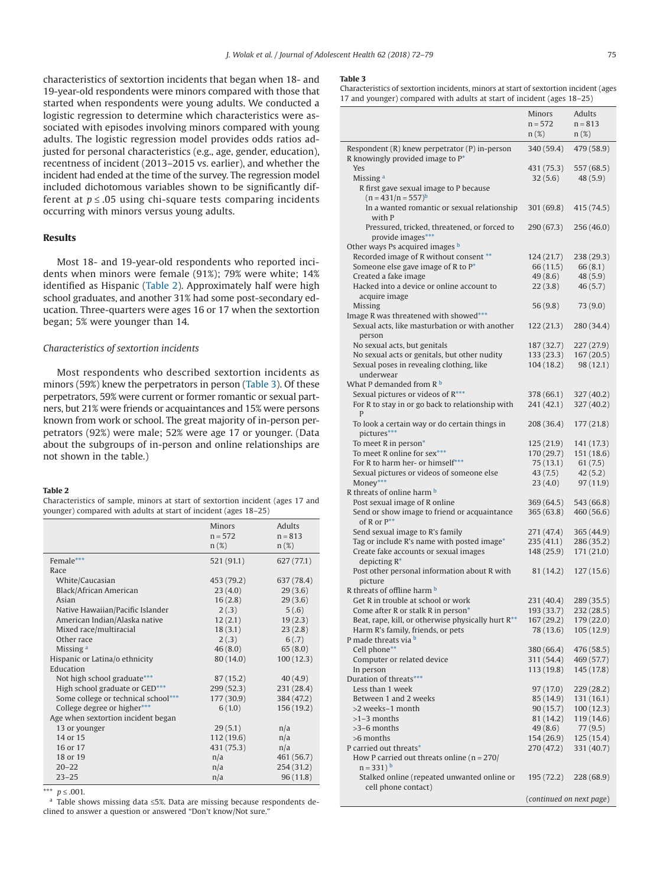characteristics of sextortion incidents that began when 18- and 19-year-old respondents were minors compared with those that started when respondents were young adults. We conducted a logistic regression to determine which characteristics were associated with episodes involving minors compared with young adults. The logistic regression model provides odds ratios adjusted for personal characteristics (e.g., age, gender, education), recentness of incident (2013–2015 vs. earlier), and whether the incident had ended at the time of the survey. The regression model included dichotomous variables shown to be significantly different at $p \leq .05$ using chi-square tests comparing incidents occurring with minors versus young adults.

## Results

Most 18- and 19-year-old respondents who reported incidents when minors were female (91%); 79% were white; 14% identified as Hispanic (Table 2). Approximately half were high school graduates, and another 31% had some post-secondary education. Three-quarters were ages 16 or 17 when the sextortion began; 5% were younger than 14.

### *Characteristics of sextortion incidents*

Most respondents who described sextortion incidents as minors (59%) knew the perpetrators in person (Table 3). Of these perpetrators, 59% were current or former romantic or sexual partners, but 21% were friends or acquaintances and 15% were persons known from work or school. The great majority of in-person perpetrators (92%) were male; 52% were age 17 or younger. (Data about the subgroups of in-person and online relationships are not shown in the table.)

**Table 2**

Characteristics of sample, minors at start of sextortion incident (ages 17 and younger) compared with adults at start of incident (ages 18–25)

| | Minors n = 572 n (%) | Adults n = 813 n (%) |
|---|---|---|
| Female*** | 521 (91.1) | 627 (77.1) |
| Race | | |
| White/Caucasian | 453 (79.2) | 637 (78.4) |
| Black/African American | 23 (4.0) | 29 (3.6) |
| Asian | 16 (2.8) | 29 (3.6) |
| Native Hawaiian/Pacific Islander | 2 (.3) | 5 (.6) |
| American Indian/Alaska native | 12 (2.1) | 19 (2.3) |
| Mixed race/multiracial | 18 (3.1) | 23 (2.8) |
| Other race | 2 (.3) | 6 (.7) |
| Missing [a] | 46 (8.0) | 65 (8.0) |
| Hispanic or Latina/o ethnicity | 80 (14.0) | 100 (12.3) |
| Education | | |
| Not high school graduate*** | 87 (15.2) | 40 (4.9) |
| High school graduate or GED*** | 299 (52.3) | 231 (28.4) |
| Some college or technical school*** | 177 (30.9) | 384 (47.2) |
| College degree or higher*** | 6 (1.0) | 156 (19.2) |
| Age when sextortion incident began | | |
| 13 or younger | 29 (5.1) | n/a |
| 14 or 15 | 112 (19.6) | n/a |
| 16 or 17 | 431 (75.3) | n/a |
| 18 or 19 | n/a | 461 (56.7) |
| 20–22 | n/a | 254 (31.2) |
| 23–25 | n/a | 96 (11.8) |

*** $p \leq .001$.

[a] Table shows missing data ≤5%. Data are missing because respondents declined to answer a question or answered "Don't know/Not sure."

**Table 3**

Characteristics of sextortion incidents, minors at start of sextortion incident (ages 17 and younger) compared with adults at start of incident (ages 18–25)

| | Minors n = 572 n (%) | Adults n = 813 n (%) |
|---|---|---|
| Respondent (R) knew perpetrator (P) in-person | 340 (59.4) | 479 (58.9) |
| R knowingly provided image to P* | | |
| Yes | 431 (75.3) | 557 (68.5) |
| Missing [a] | 32 (5.6) | 48 (5.9) |
| R first gave sexual image to P because (n = 431/n = 557)[b] | | |
| In a wanted romantic or sexual relationship with P | 301 (69.8) | 415 (74.5) |
| Pressured, tricked, threatened, or forced to provide images*** | 290 (67.3) | 256 (46.0) |
| Other ways Ps acquired images [b] | | |
| Recorded image of R without consent ** | 124 (21.7) | 238 (29.3) |
| Someone else gave image of R to P* | 66 (11.5) | 66 (8.1) |
| Created a fake image | 49 (8.6) | 48 (5.9) |
| Hacked into a device or online account to acquire image | 22 (3.8) | 46 (5.7) |
| Missing | 56 (9.8) | 73 (9.0) |
| Image R was threatened with showed*** | | |
| Sexual acts, like masturbation or with another person | 122 (21.3) | 280 (34.4) |
| No sexual acts, but genitals | 187 (32.7) | 227 (27.9) |
| No sexual acts or genitals, but other nudity | 133 (23.3) | 167 (20.5) |
| Sexual poses in revealing clothing, like underwear | 104 (18.2) | 98 (12.1) |
| What P demanded from R [b] | | |
| Sexual pictures or videos of R*** | 378 (66.1) | 327 (40.2) |
| For R to stay in or go back to relationship with P | 241 (42.1) | 327 (40.2) |
| To look a certain way or do certain things in pictures*** | 208 (36.4) | 177 (21.8) |
| To meet R in person* | 125 (21.9) | 141 (17.3) |
| To meet R online for sex*** | 170 (29.7) | 151 (18.6) |
| For R to harm her- or himself*** | 75 (13.1) | 61 (7.5) |
| Sexual pictures or videos of someone else | 43 (7.5) | 42 (5.2) |
| Money*** | 23 (4.0) | 97 (11.9) |
| R threats of online harm [b] | | |
| Post sexual image of R online | 369 (64.5) | 543 (66.8) |
| Send or show image to friend or acquaintance of R or P** | 365 (63.8) | 460 (56.6) |
| Send sexual image to R's family | 271 (47.4) | 365 (44.9) |
| Tag or include R's name with posted image* | 235 (41.1) | 286 (35.2) |
| Create fake accounts or sexual images depicting R* | 148 (25.9) | 171 (21.0) |
| Post other personal information about R with picture | 81 (14.2) | 127 (15.6) |
| R threats of offline harm [b] | | |
| Get R in trouble at school or work | 231 (40.4) | 289 (35.5) |
| Come after R or stalk R in person* | 193 (33.7) | 232 (28.5) |
| Beat, rape, kill, or otherwise physically hurt R** | 167 (29.2) | 179 (22.0) |
| Harm R's family, friends, or pets | 78 (13.6) | 105 (12.9) |
| P made threats via [b] | | |
| Cell phone** | 380 (66.4) | 476 (58.5) |
| Computer or related device | 311 (54.4) | 469 (57.7) |
| In person | 113 (19.8) | 145 (17.8) |
| Duration of threats*** | | |
| Less than 1 week | 97 (17.0) | 229 (28.2) |
| Between 1 and 2 weeks | 85 (14.9) | 131 (16.1) |
| >2 weeks–1 month | 90 (15.7) | 100 (12.3) |
| >1–3 months | 81 (14.2) | 119 (14.6) |
| >3–6 months | 49 (8.6) | 77 (9.5) |
| >6 months | 154 (26.9) | 125 (15.4) |
| P carried out threats* | 270 (47.2) | 331 (40.7) |
| How P carried out threats online (n = 270/ n = 331)[b] | | |
| Stalked online (repeated unwanted online or cell phone contact) | 195 (72.2) | 228 (68.9) |

(*continued on next page*)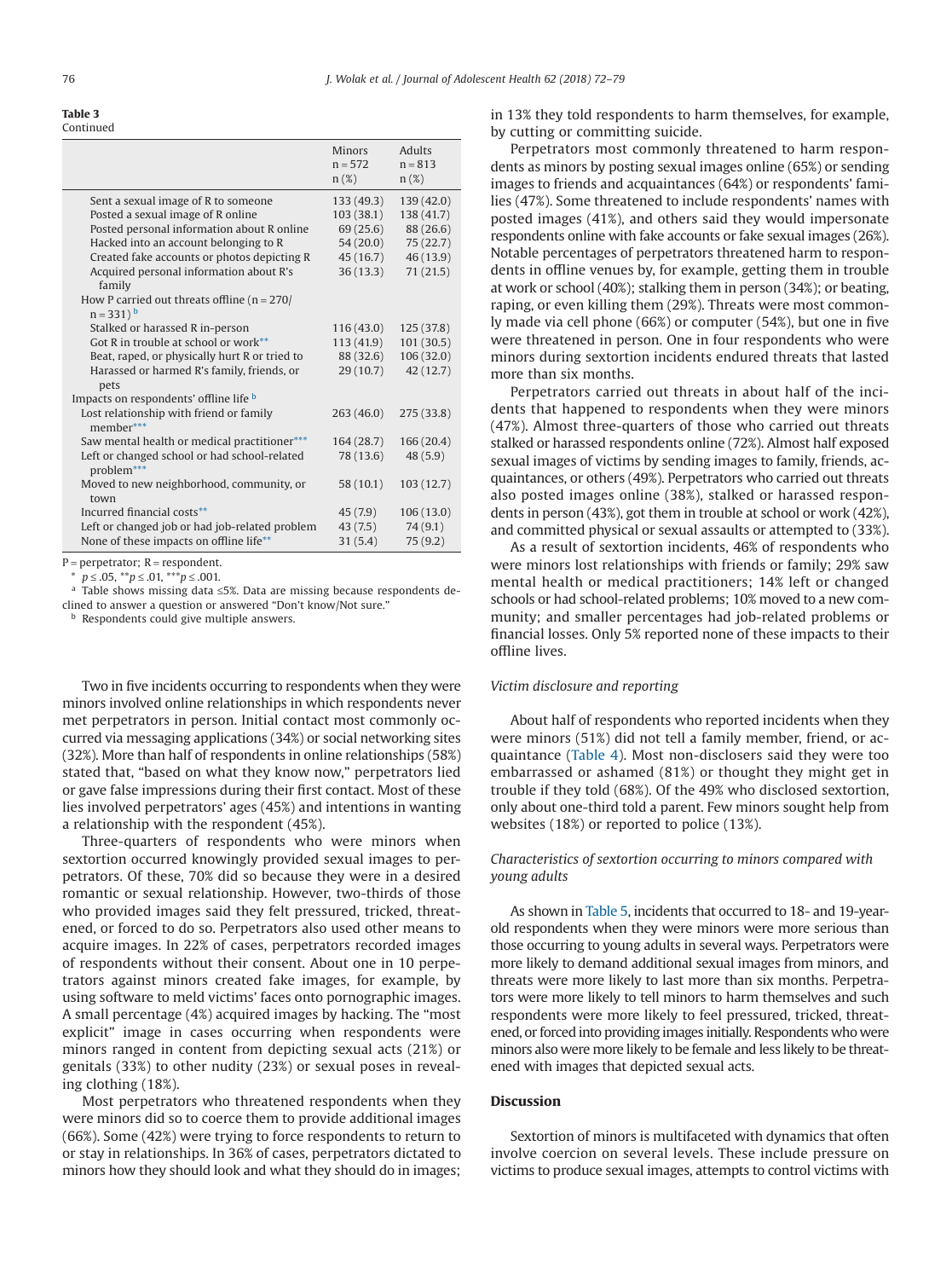**Table 3**
Continued

| | Minors n = 572 n (%) | Adults n = 813 n (%) |
|---|---|---|
| Sent a sexual image of R to someone | 133 (49.3) | 139 (42.0) |
| Posted a sexual image of R online | 103 (38.1) | 138 (41.7) |
| Posted personal information about R online | 69 (25.6) | 88 (26.6) |
| Hacked into an account belonging to R | 54 (20.0) | 75 (22.7) |
| Created fake accounts or photos depicting R | 45 (16.7) | 46 (13.9) |
| Acquired personal information about R's family | 36 (13.3) | 71 (21.5) |
| How P carried out threats offline (n = 270/ n = 331) [b] | | |
| Stalked or harassed R in-person | 116 (43.0) | 125 (37.8) |
| Got R in trouble at school or work** | 113 (41.9) | 101 (30.5) |
| Beat, raped, or physically hurt R or tried to | 88 (32.6) | 106 (32.0) |
| Harassed or harmed R's family, friends, or pets | 29 (10.7) | 42 (12.7) |
| Impacts on respondents' offline life [b] | | |
| Lost relationship with friend or family member*** | 263 (46.0) | 275 (33.8) |
| Saw mental health or medical practitioner*** | 164 (28.7) | 166 (20.4) |
| Left or changed school or had school-related problem*** | 78 (13.6) | 48 (5.9) |
| Moved to new neighborhood, community, or town | 58 (10.1) | 103 (12.7) |
| Incurred financial costs** | 45 (7.9) | 106 (13.0) |
| Left or changed job or had job-related problem | 43 (7.5) | 74 (9.1) |
| None of these impacts on offline life** | 31 (5.4) | 75 (9.2) |

P = perpetrator; R = respondent.

* $p \leq .05$, ** $p \leq .01$, *** $p \leq .001$.

[a] Table shows missing data ≤5%. Data are missing because respondents declined to answer a question or answered "Don't know/Not sure."

[b] Respondents could give multiple answers.

Two in five incidents occurring to respondents when they were minors involved online relationships in which respondents never met perpetrators in person. Initial contact most commonly occurred via messaging applications (34%) or social networking sites (32%). More than half of respondents in online relationships (58%) stated that, "based on what they know now," perpetrators lied or gave false impressions during their first contact. Most of these lies involved perpetrators' ages (45%) and intentions in wanting a relationship with the respondent (45%).

Three-quarters of respondents who were minors when sextortion occurred knowingly provided sexual images to perpetrators. Of these, 70% did so because they were in a desired romantic or sexual relationship. However, two-thirds of those who provided images said they felt pressured, tricked, threatened, or forced to do so. Perpetrators also used other means to acquire images. In 22% of cases, perpetrators recorded images of respondents without their consent. About one in 10 perpetrators against minors created fake images, for example, by using software to meld victims' faces onto pornographic images. A small percentage (4%) acquired images by hacking. The "most explicit" image in cases occurring when respondents were minors ranged in content from depicting sexual acts (21%) or genitals (33%) to other nudity (23%) or sexual poses in revealing clothing (18%).

Most perpetrators who threatened respondents when they were minors did so to coerce them to provide additional images (66%). Some (42%) were trying to force respondents to return to or stay in relationships. In 36% of cases, perpetrators dictated to minors how they should look and what they should do in images; in 13% they told respondents to harm themselves, for example, by cutting or committing suicide.

Perpetrators most commonly threatened to harm respondents as minors by posting sexual images online (65%) or sending images to friends and acquaintances (64%) or respondents' families (47%). Some threatened to include respondents' names with posted images (41%), and others said they would impersonate respondents online with fake accounts or fake sexual images (26%). Notable percentages of perpetrators threatened harm to respondents in offline venues by, for example, getting them in trouble at work or school (40%); stalking them in person (34%); or beating, raping, or even killing them (29%). Threats were most commonly made via cell phone (66%) or computer (54%), but one in five were threatened in person. One in four respondents who were minors during sextortion incidents endured threats that lasted more than six months.

Perpetrators carried out threats in about half of the incidents that happened to respondents when they were minors (47%). Almost three-quarters of those who carried out threats stalked or harassed respondents online (72%). Almost half exposed sexual images of victims by sending images to family, friends, acquaintances, or others (49%). Perpetrators who carried out threats also posted images online (38%), stalked or harassed respondents in person (43%), got them in trouble at school or work (42%), and committed physical or sexual assaults or attempted to (33%).

As a result of sextortion incidents, 46% of respondents who were minors lost relationships with friends or family; 29% saw mental health or medical practitioners; 14% left or changed schools or had school-related problems; 10% moved to a new community; and smaller percentages had job-related problems or financial losses. Only 5% reported none of these impacts to their offline lives.

### *Victim disclosure and reporting*

About half of respondents who reported incidents when they were minors (51%) did not tell a family member, friend, or acquaintance (Table 4). Most non-disclosers said they were too embarrassed or ashamed (81%) or thought they might get in trouble if they told (68%). Of the 49% who disclosed sextortion, only about one-third told a parent. Few minors sought help from websites (18%) or reported to police (13%).

### *Characteristics of sextortion occurring to minors compared with young adults*

As shown in Table 5, incidents that occurred to 18- and 19-year-old respondents when they were minors were more serious than those occurring to young adults in several ways. Perpetrators were more likely to demand additional sexual images from minors, and threats were more likely to last more than six months. Perpetrators were more likely to tell minors to harm themselves and such respondents were more likely to feel pressured, tricked, threatened, or forced into providing images initially. Respondents who were minors also were more likely to be female and less likely to be threatened with images that depicted sexual acts.

## Discussion

Sextortion of minors is multifaceted with dynamics that often involve coercion on several levels. These include pressure on victims to produce sexual images, attempts to control victims with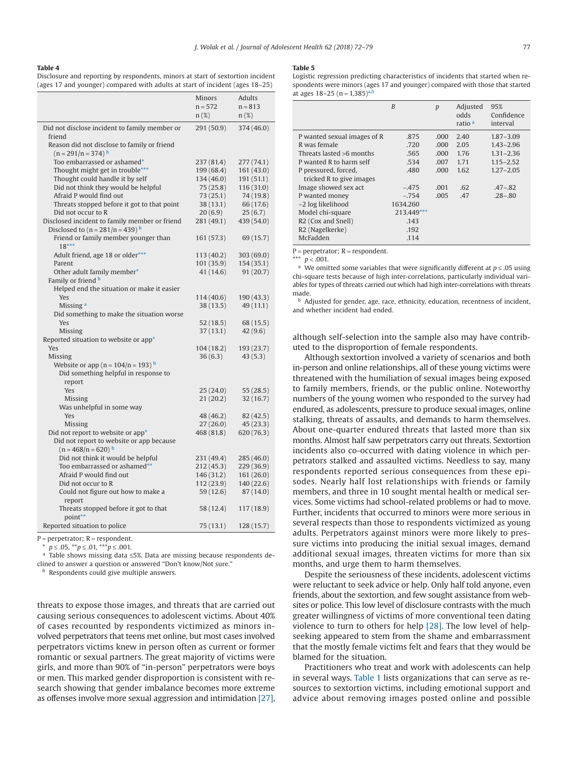**Table 4**
Disclosure and reporting by respondents, minors at start of sextortion incident (ages 17 and younger) compared with adults at start of incident (ages 18–25)

| | Minors n = 572 n (%) | Adults n = 813 n (%) |
|---|---|---|
| Did not disclose incident to family member or friend | 291 (50.9) | 374 (46.0) |
| Reason did not disclose to family or friend (n = 291/n = 374) [b] | | |
| Too embarrassed or ashamed* | 237 (81.4) | 277 (74.1) |
| Thought might get in trouble*** | 199 (68.4) | 161 (43.0) |
| Thought could handle it by self | 134 (46.0) | 191 (51.1) |
| Did not think they would be helpful | 75 (25.8) | 116 (31.0) |
| Afraid P would find out | 73 (25.1) | 74 (19.8) |
| Threats stopped before it got to that point | 38 (13.1) | 66 (17.6) |
| Did not occur to R | 20 (6.9) | 25 (6.7) |
| Disclosed incident to family member or friend | 281 (49.1) | 439 (54.0) |
| Disclosed to (n = 281/n = 439) [b] | | |
| Friend or family member younger than 18*** | 161 (57.3) | 69 (15.7) |
| Adult friend, age 18 or older*** | 113 (40.2) | 303 (69.0) |
| Parent | 101 (35.9) | 154 (35.1) |
| Other adult family member* | 41 (14.6) | 91 (20.7) |
| Family or friend [b] | | |
| Helped end the situation or make it easier | | |
| Yes | 114 (40.6) | 190 (43.3) |
| Missing [a] | 38 (13.5) | 49 (11.1) |
| Did something to make the situation worse | | |
| Yes | 52 (18.5) | 68 (15.5) |
| Missing | 37 (13.1) | 42 (9.6) |
| Reported situation to website or app* | | |
| Yes | 104 (18.2) | 193 (23.7) |
| Missing | 36 (6.3) | 43 (5.3) |
| Website or app (n = 104/n = 193) [b] | | |
| Did something helpful in response to report | | |
| Yes | 25 (24.0) | 55 (28.5) |
| Missing | 21 (20.2) | 32 (16.7) |
| Was unhelpful in some way | | |
| Yes | 48 (46.2) | 82 (42.5) |
| Missing | 27 (26.0) | 45 (23.3) |
| Did not report to website or app* | 468 (81.8) | 620 (76.3) |
| Did not report to website or app because (n = 468/n = 620) [b] | | |
| Did not think it would be helpful | 231 (49.4) | 285 (46.0) |
| Too embarrassed or ashamed** | 212 (45.3) | 229 (36.9) |
| Afraid P would find out | 146 (31.2) | 161 (26.0) |
| Did not occur to R | 112 (23.9) | 140 (22.6) |
| Could not figure out how to make a report | 59 (12.6) | 87 (14.0) |
| Threats stopped before it got to that point** | 58 (12.4) | 117 (18.9) |
| Reported situation to police | 75 (13.1) | 128 (15.7) |

P = perpetrator; R = respondent.
* $p \le .05$, ** $p \le .01$, *** $p \le .001$.
[a] Table shows missing data ≤5%. Data are missing because respondents declined to answer a question or answered "Don't know/Not sure."
[b] Respondents could give multiple answers.

**Table 5**
Logistic regression predicting characteristics of incidents that started when respondents were minors (ages 17 and younger) compared with those that started at ages 18–25 (n = 1,385)[a,b]

| | B | p | Adjusted odds ratio [a] | 95% Confidence interval |
|---|---|---|---|---|
| P wanted sexual images of R | .875 | .000 | 2.40 | 1.87–3.09 |
| R was female | .720 | .000 | 2.05 | 1.43–2.96 |
| Threats lasted >6 months | .565 | .000 | 1.76 | 1.31–2.36 |
| P wanted R to harm self | .534 | .007 | 1.71 | 1.15–2.52 |
| P pressured, forced, tricked R to give images | .480 | .000 | 1.62 | 1.27–2.05 |
| Image showed sex act | −.475 | .001 | .62 | .47–.82 |
| P wanted money | −.754 | .005 | .47 | .28–.80 |
| −2 log likelihood | 1634.260 | | | |
| Model chi-square | 213.449*** | | | |
| R2 (Cox and Snell) | .143 | | | |
| R2 (Nagelkerke) | .192 | | | |
| McFadden | .114 | | | |

P = perpetrator; R = respondent.
*** $p < .001$.
[a] We omitted some variables that were significantly different at $p \le .05$ using chi-square tests because of high inter-correlations, particularly individual variables for types of threats carried out which had high inter-correlations with threats made.
[b] Adjusted for gender, age, race, ethnicity, education, recentness of incident, and whether incident had ended.

threats to expose those images, and threats that are carried out causing serious consequences to adolescent victims. About 40% of cases recounted by respondents victimized as minors involved perpetrators that teens met online, but most cases involved perpetrators victims knew in person often as current or former romantic or sexual partners. The great majority of victims were girls, and more than 90% of "in-person" perpetrators were boys or men. This marked gender disproportion is consistent with research showing that gender imbalance becomes more extreme as offenses involve more sexual aggression and intimidation [27], although self-selection into the sample also may have contributed to the disproportion of female respondents.

Although sextortion involved a variety of scenarios and both in-person and online relationships, all of these young victims were threatened with the humiliation of sexual images being exposed to family members, friends, or the public online. Noteworthy numbers of the young women who responded to the survey had endured, as adolescents, pressure to produce sexual images, online stalking, threats of assaults, and demands to harm themselves. About one-quarter endured threats that lasted more than six months. Almost half saw perpetrators carry out threats. Sextortion incidents also co-occurred with dating violence in which perpetrators stalked and assaulted victims. Needless to say, many respondents reported serious consequences from these episodes. Nearly half lost relationships with friends or family members, and three in 10 sought mental health or medical services. Some victims had school-related problems or had to move. Further, incidents that occurred to minors were more serious in several respects than those to respondents victimized as young adults. Perpetrators against minors were more likely to pressure victims into producing the initial sexual images, demand additional sexual images, threaten victims for more than six months, and urge them to harm themselves.

Despite the seriousness of these incidents, adolescent victims were reluctant to seek advice or help. Only half told anyone, even friends, about the sextortion, and few sought assistance from websites or police. This low level of disclosure contrasts with the much greater willingness of victims of more conventional teen dating violence to turn to others for help [28]. The low level of help-seeking appeared to stem from the shame and embarrassment that the mostly female victims felt and fears that they would be blamed for the situation.

Practitioners who treat and work with adolescents can help in several ways. Table 1 lists organizations that can serve as resources to sextortion victims, including emotional support and advice about removing images posted online and possible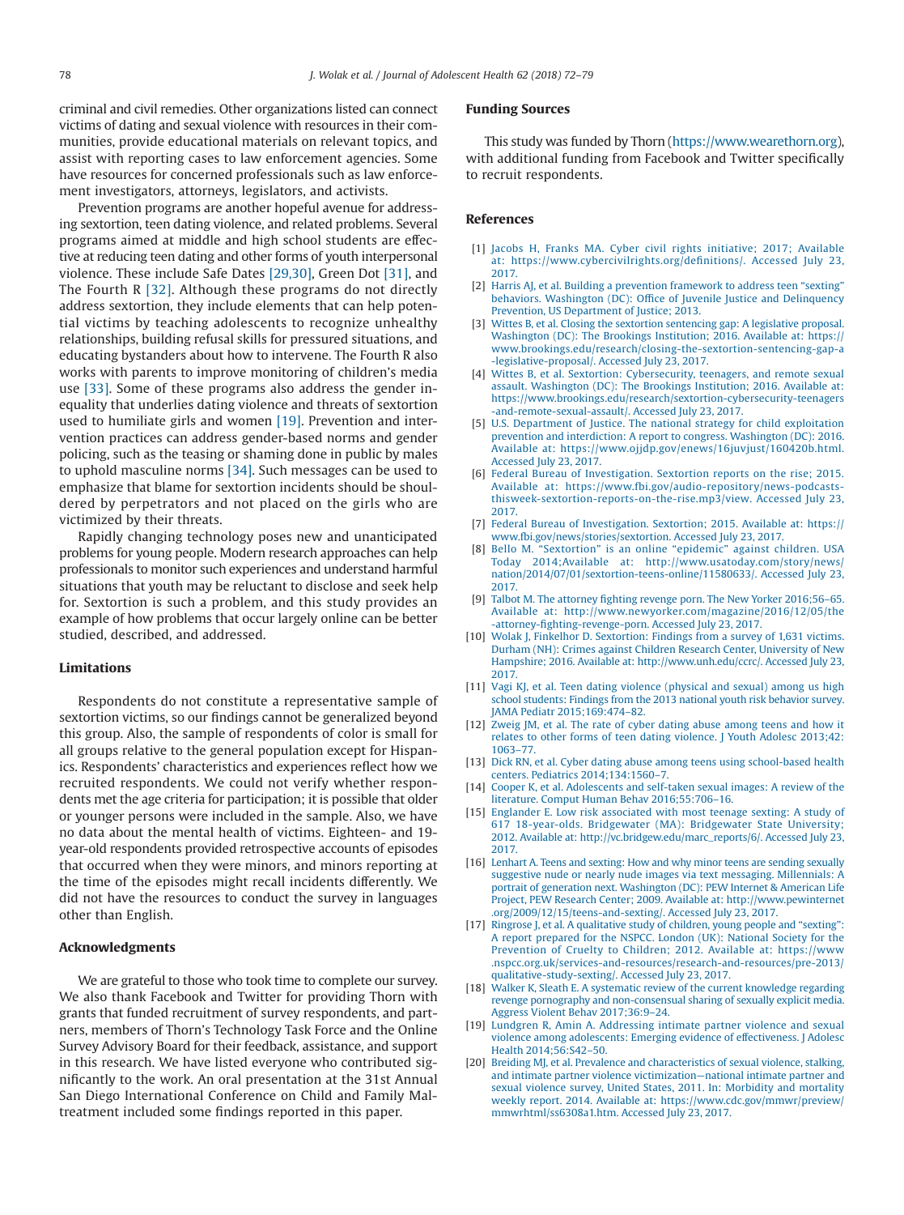criminal and civil remedies. Other organizations listed can connect victims of dating and sexual violence with resources in their communities, provide educational materials on relevant topics, and assist with reporting cases to law enforcement agencies. Some have resources for concerned professionals such as law enforcement investigators, attorneys, legislators, and activists.

Prevention programs are another hopeful avenue for addressing sextortion, teen dating violence, and related problems. Several programs aimed at middle and high school students are effective at reducing teen dating and other forms of youth interpersonal violence. These include Safe Dates [29,30], Green Dot [31], and The Fourth R [32]. Although these programs do not directly address sextortion, they include elements that can help potential victims by teaching adolescents to recognize unhealthy relationships, building refusal skills for pressured situations, and educating bystanders about how to intervene. The Fourth R also works with parents to improve monitoring of children's media use [33]. Some of these programs also address the gender inequality that underlies dating violence and threats of sextortion used to humiliate girls and women [19]. Prevention and intervention practices can address gender-based norms and gender policing, such as the teasing or shaming done in public by males to uphold masculine norms [34]. Such messages can be used to emphasize that blame for sextortion incidents should be shouldered by perpetrators and not placed on the girls who are victimized by their threats.

Rapidly changing technology poses new and unanticipated problems for young people. Modern research approaches can help professionals to monitor such experiences and understand harmful situations that youth may be reluctant to disclose and seek help for. Sextortion is such a problem, and this study provides an example of how problems that occur largely online can be better studied, described, and addressed.

## Limitations

Respondents do not constitute a representative sample of sextortion victims, so our findings cannot be generalized beyond this group. Also, the sample of respondents of color is small for all groups relative to the general population except for Hispanics. Respondents' characteristics and experiences reflect how we recruited respondents. We could not verify whether respondents met the age criteria for participation; it is possible that older or younger persons were included in the sample. Also, we have no data about the mental health of victims. Eighteen- and 19-year-old respondents provided retrospective accounts of episodes that occurred when they were minors, and minors reporting at the time of the episodes might recall incidents differently. We did not have the resources to conduct the survey in languages other than English.

## Acknowledgments

We are grateful to those who took time to complete our survey. We also thank Facebook and Twitter for providing Thorn with grants that funded recruitment of survey respondents, and partners, members of Thorn's Technology Task Force and the Online Survey Advisory Board for their feedback, assistance, and support in this research. We have listed everyone who contributed significantly to the work. An oral presentation at the 31st Annual San Diego International Conference on Child and Family Maltreatment included some findings reported in this paper.

## Funding Sources

This study was funded by Thorn (https://www.wearethorn.org), with additional funding from Facebook and Twitter specifically to recruit respondents.

## References

[1] Jacobs H, Franks MA. Cyber civil rights initiative; 2017; Available at: https://www.cybercivilrights.org/definitions/. Accessed July 23, 2017.
[2] Harris AJ, et al. Building a prevention framework to address teen "sexting" behaviors. Washington (DC): Office of Juvenile Justice and Delinquency Prevention, US Department of Justice; 2013.
[3] Wittes B, et al. Closing the sextortion sentencing gap: A legislative proposal. Washington (DC): The Brookings Institution; 2016. Available at: https://www.brookings.edu/research/closing-the-sextortion-sentencing-gap-a-legislative-proposal/. Accessed July 23, 2017.
[4] Wittes B, et al. Sextortion: Cybersecurity, teenagers, and remote sexual assault. Washington (DC): The Brookings Institution; 2016. Available at: https://www.brookings.edu/research/sextortion-cybersecurity-teenagers-and-remote-sexual-assault/. Accessed July 23, 2017.
[5] U.S. Department of Justice. The national strategy for child exploitation prevention and interdiction: A report to congress. Washington (DC): 2016. Available at: https://www.ojjdp.gov/enews/16juvjust/160420b.html. Accessed July 23, 2017.
[6] Federal Bureau of Investigation. Sextortion reports on the rise; 2015. Available at: https://www.fbi.gov/audio-repository/news-podcasts-thisweek-sextortion-reports-on-the-rise.mp3/view. Accessed July 23, 2017.
[7] Federal Bureau of Investigation. Sextortion; 2015. Available at: https://www.fbi.gov/news/stories/sextortion. Accessed July 23, 2017.
[8] Bello M. "Sextortion" is an online "epidemic" against children. USA Today 2014;Available at: http://www.usatoday.com/story/news/nation/2014/07/01/sextortion-teens-online/11580633/. Accessed July 23, 2017.
[9] Talbot M. The attorney fighting revenge porn. The New Yorker 2016;56–65. Available at: http://www.newyorker.com/magazine/2016/12/05/the-attorney-fighting-revenge-porn. Accessed July 23, 2017.
[10] Wolak J, Finkelhor D. Sextortion: Findings from a survey of 1,631 victims. Durham (NH): Crimes against Children Research Center, University of New Hampshire; 2016. Available at: http://www.unh.edu/ccrc/. Accessed July 23, 2017.
[11] Vagi KJ, et al. Teen dating violence (physical and sexual) among us high school students: Findings from the 2013 national youth risk behavior survey. JAMA Pediatr 2015;169:474–82.
[12] Zweig JM, et al. The rate of cyber dating abuse among teens and how it relates to other forms of teen dating violence. J Youth Adolesc 2013;42:1063–77.
[13] Dick RN, et al. Cyber dating abuse among teens using school-based health centers. Pediatrics 2014;134:1560–7.
[14] Cooper K, et al. Adolescents and self-taken sexual images: A review of the literature. Comput Human Behav 2016;55:706–16.
[15] Englander E. Low risk associated with most teenage sexting: A study of 617 18-year-olds. Bridgewater (MA): Bridgewater State University; 2012. Available at: http://vc.bridgew.edu/marc_reports/6/. Accessed July 23, 2017.
[16] Lenhart A. Teens and sexting: How and why minor teens are sending sexually suggestive nude or nearly nude images via text messaging. Millennials: A portrait of generation next. Washington (DC): PEW Internet & American Life Project, PEW Research Center; 2009. Available at: http://www.pewinternet.org/2009/12/15/teens-and-sexting/. Accessed July 23, 2017.
[17] Ringrose J, et al. A qualitative study of children, young people and "sexting": A report prepared for the NSPCC. London (UK): National Society for the Prevention of Cruelty to Children; 2012. Available at: https://www.nspcc.org.uk/services-and-resources/research-and-resources/pre-2013/qualitative-study-sexting/. Accessed July 23, 2017.
[18] Walker K, Sleath E. A systematic review of the current knowledge regarding revenge pornography and non-consensual sharing of sexually explicit media. Aggress Violent Behav 2017;36:9–24.
[19] Lundgren R, Amin A. Addressing intimate partner violence and sexual violence among adolescents: Emerging evidence of effectiveness. J Adolesc Health 2014;56:S42–50.
[20] Breiding MJ, et al. Prevalence and characteristics of sexual violence, stalking, and intimate partner violence victimization—national intimate partner and sexual violence survey, United States, 2011. In: Morbidity and mortality weekly report. 2014. Available at: https://www.cdc.gov/mmwr/preview/mmwrhtml/ss6308a1.htm. Accessed July 23, 2017.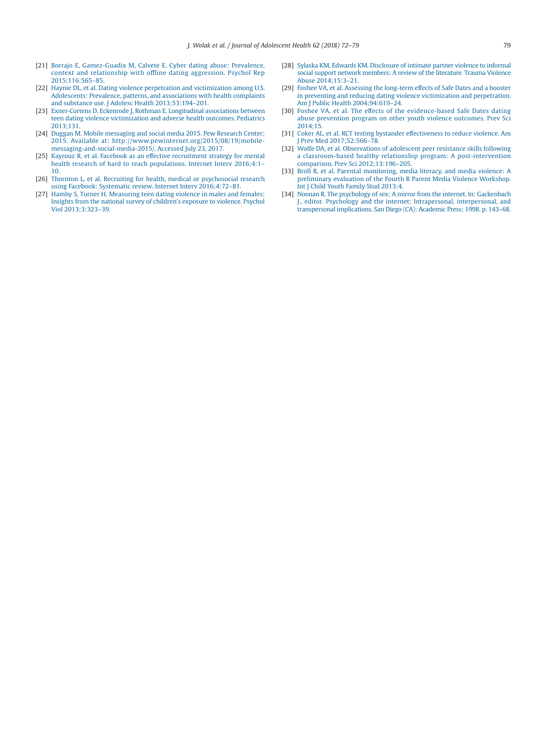[21] Borrajo E, Gamez-Guadix M, Calvete E. Cyber dating abuse: Prevalence, context and relationship with offline dating aggression. Psychol Rep 2015;116:565–85.

[22] Haynie DL, et al. Dating violence perpetration and victimization among U.S. Adolescents: Prevalence, patterns, and associations with health complaints and substance use. J Adolesc Health 2013;53:194–201.

[23] Exner-Cortens D, Eckenrode J, Rothman E. Longitudinal associations between teen dating violence victimization and adverse health outcomes. Pediatrics 2013;131.

[24] Duggan M. Mobile messaging and social media 2015. Pew Research Center; 2015. Available at: http://www.pewinternet.org/2015/08/19/mobile-messaging-and-social-media-2015/. Accessed July 23, 2017.

[25] Kayrouz R, et al. Facebook as an effective recruitment strategy for mental health research of hard to reach populations. Internet Interv 2016;4:1–10.

[26] Thornton L, et al. Recruiting for health, medical or psychosocial research using Facebook: Systematic review. Internet Interv 2016;4:72–81.

[27] Hamby S, Turner H. Measuring teen dating violence in males and females: Insights from the national survey of children's exposure to violence. Psychol Viol 2013;3:323–39.

[28] Sylaska KM, Edwards KM. Disclosure of intimate partner violence to informal social support network members: A review of the literature. Trauma Violence Abuse 2014;15:3–21.

[29] Foshee VA, et al. Assessing the long-term effects of Safe Dates and a booster in preventing and reducing dating violence victimization and perpetration. Am J Public Health 2004;94:619–24.

[30] Foshee VA, et al. The effects of the evidence-based Safe Dates dating abuse prevention program on other youth violence outcomes. Prev Sci 2014;15.

[31] Coker AL, et al. RCT testing bystander effectiveness to reduce violence. Am J Prev Med 2017;52:566–78.

[32] Wolfe DA, et al. Observations of adolescent peer resistance skills following a classroom-based healthy relationship program: A post-intervention comparison. Prev Sci 2012;13:196–205.

[33] Broll R, et al. Parental monitoring, media literacy, and media violence: A preliminary evaluation of the Fourth R Parent Media Violence Workshop. Int J Child Youth Family Stud 2013;4.

[34] Noonan R. The psychology of sex: A mirror from the internet. In: Gackenbach J., editor. Psychology and the internet: Intrapersonal, interpersonal, and transpersonal implications. San Diego (CA): Academic Press; 1998. p. 143–68.